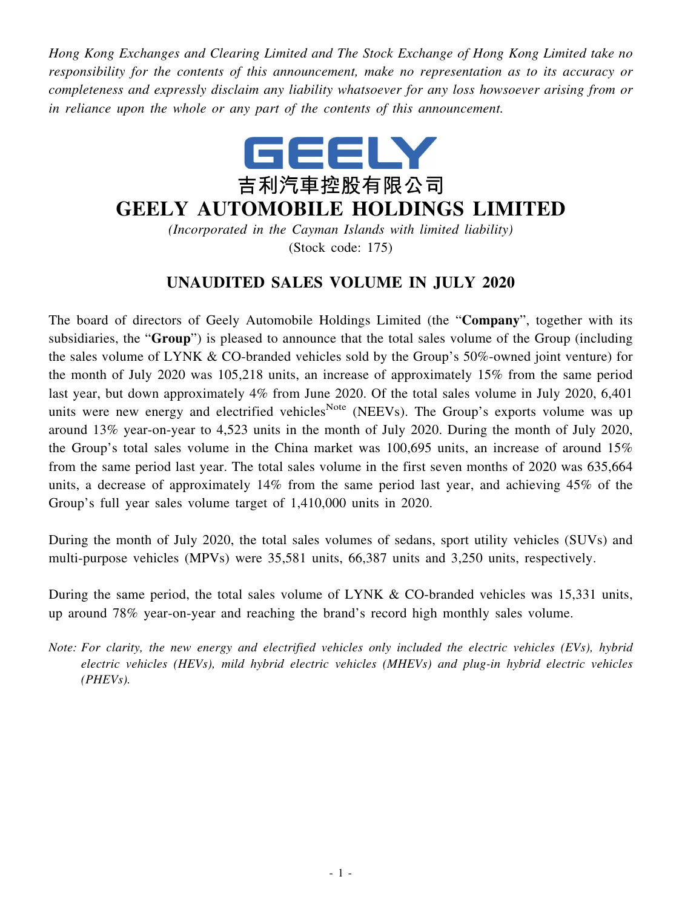*Hong Kong Exchanges and Clearing Limited and The Stock Exchange of Hong Kong Limited take no responsibility for the contents of this announcement, make no representation as to its accuracy or completeness and expressly disclaim any liability whatsoever for any loss howsoever arising from or in reliance upon the whole or any part of the contents of this announcement.*

GEELY

吉利汽車控股有限公司

# GEELY AUTOMOBILE HOLDINGS LIMITED

*(Incorporated in the Cayman Islands with limited liability)*

(Stock code: 175)

## UNAUDITED SALES VOLUME IN JULY 2020

The board of directors of Geely Automobile Holdings Limited (the "**Company**", together with its subsidiaries, the "**Group**") is pleased to announce that the total sales volume of the Group (including the sales volume of LYNK & CO-branded vehicles sold by the Group's 50%-owned joint venture) for the month of July 2020 was 105,218 units, an increase of approximately 15% from the same period last year, but down approximately 4% from June 2020. Of the total sales volume in July 2020, 6,401 units were new energy and electrified vehicles[Note] (NEEVs). The Group's exports volume was up around 13% year-on-year to 4,523 units in the month of July 2020. During the month of July 2020, the Group's total sales volume in the China market was 100,695 units, an increase of around 15% from the same period last year. The total sales volume in the first seven months of 2020 was 635,664 units, a decrease of approximately 14% from the same period last year, and achieving 45% of the Group's full year sales volume target of 1,410,000 units in 2020.

During the month of July 2020, the total sales volumes of sedans, sport utility vehicles (SUVs) and multi-purpose vehicles (MPVs) were 35,581 units, 66,387 units and 3,250 units, respectively.

During the same period, the total sales volume of LYNK & CO-branded vehicles was 15,331 units, up around 78% year-on-year and reaching the brand's record high monthly sales volume.

*Note: For clarity, the new energy and electrified vehicles only included the electric vehicles (EVs), hybrid electric vehicles (HEVs), mild hybrid electric vehicles (MHEVs) and plug-in hybrid electric vehicles (PHEVs).*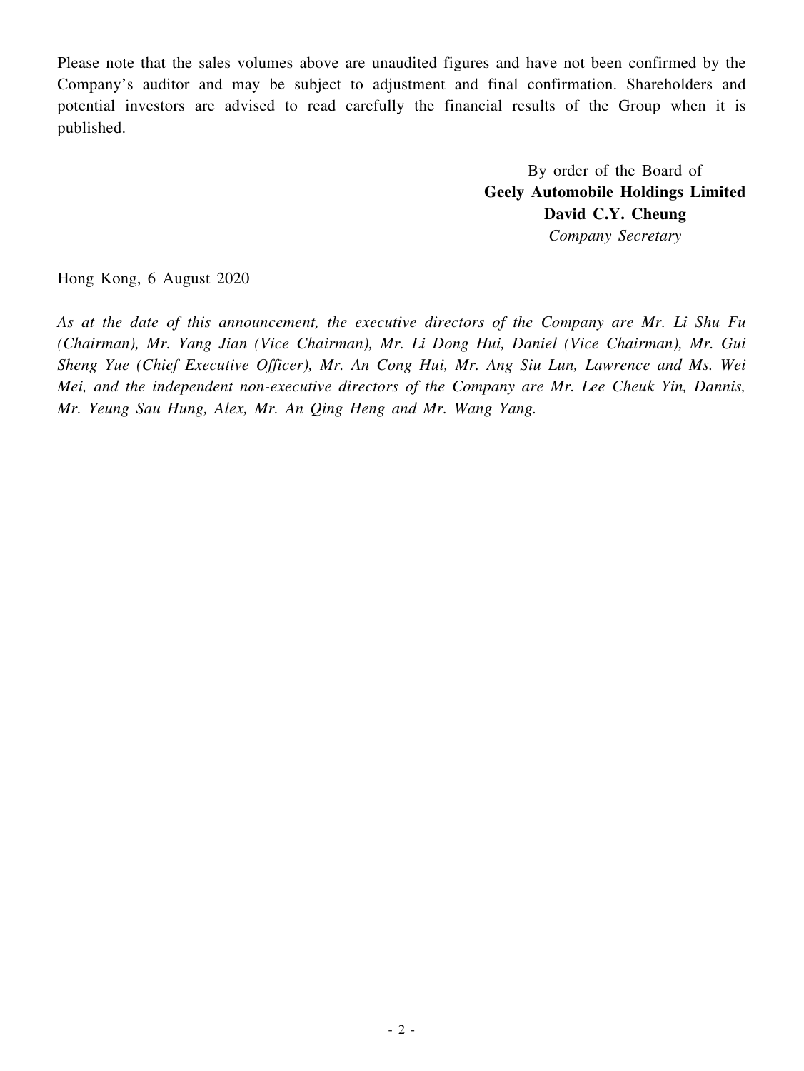Please note that the sales volumes above are unaudited figures and have not been confirmed by the Company's auditor and may be subject to adjustment and final confirmation. Shareholders and potential investors are advised to read carefully the financial results of the Group when it is published.

By order of the Board of
**Geely Automobile Holdings Limited**
**David C.Y. Cheung**
*Company Secretary*

Hong Kong, 6 August 2020

*As at the date of this announcement, the executive directors of the Company are Mr. Li Shu Fu (Chairman), Mr. Yang Jian (Vice Chairman), Mr. Li Dong Hui, Daniel (Vice Chairman), Mr. Gui Sheng Yue (Chief Executive Officer), Mr. An Cong Hui, Mr. Ang Siu Lun, Lawrence and Ms. Wei Mei, and the independent non-executive directors of the Company are Mr. Lee Cheuk Yin, Dannis, Mr. Yeung Sau Hung, Alex, Mr. An Qing Heng and Mr. Wang Yang.*